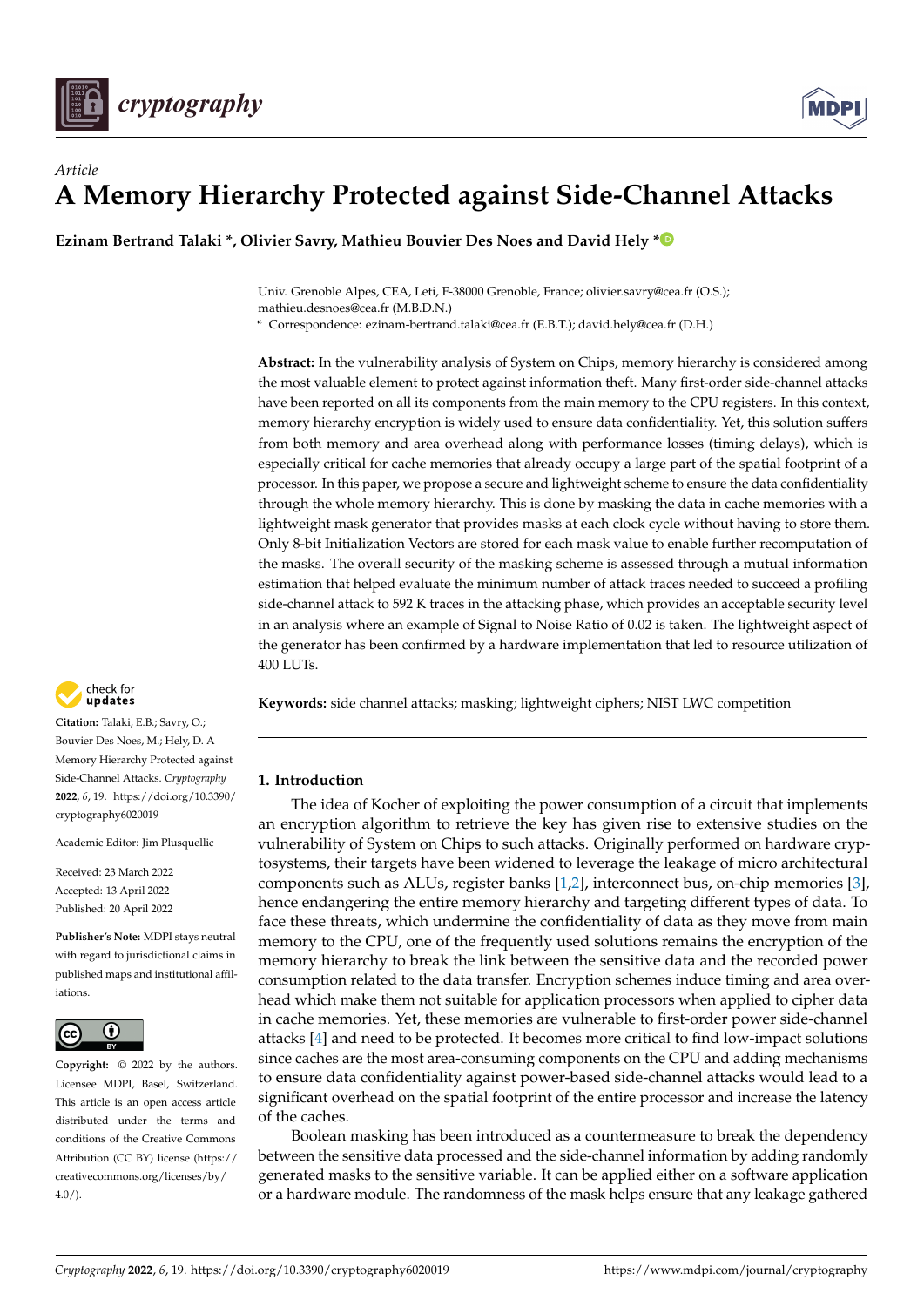*Article*

# A Memory Hierarchy Protected against Side-Channel Attacks

**Ezinam Bertrand Talaki \*, Olivier Savry, Mathieu Bouvier Des Noes and David Hely \***

Univ. Grenoble Alpes, CEA, Leti, F-38000 Grenoble, France; olivier.savry@cea.fr (O.S.); mathieu.desnoes@cea.fr (M.B.D.N.)

\* Correspondence: ezinam-bertrand.talaki@cea.fr (E.B.T.); david.hely@cea.fr (D.H.)

**Abstract:** In the vulnerability analysis of System on Chips, memory hierarchy is considered among the most valuable element to protect against information theft. Many first-order side-channel attacks have been reported on all its components from the main memory to the CPU registers. In this context, memory hierarchy encryption is widely used to ensure data confidentiality. Yet, this solution suffers from both memory and area overhead along with performance losses (timing delays), which is especially critical for cache memories that already occupy a large part of the spatial footprint of a processor. In this paper, we propose a secure and lightweight scheme to ensure the data confidentiality through the whole memory hierarchy. This is done by masking the data in cache memories with a lightweight mask generator that provides masks at each clock cycle without having to store them. Only 8-bit Initialization Vectors are stored for each mask value to enable further recomputation of the masks. The overall security of the masking scheme is assessed through a mutual information estimation that helped evaluate the minimum number of attack traces needed to succeed a profiling side-channel attack to 592 K traces in the attacking phase, which provides an acceptable security level in an analysis where an example of Signal to Noise Ratio of 0.02 is taken. The lightweight aspect of the generator has been confirmed by a hardware implementation that led to resource utilization of 400 LUTs.

**Keywords:** side channel attacks; masking; lightweight ciphers; NIST LWC competition

**Citation:** Talaki, E.B.; Savry, O.; Bouvier Des Noes, M.; Hely, D. A Memory Hierarchy Protected against Side-Channel Attacks. *Cryptography* **2022**, *6*, 19. https://doi.org/10.3390/cryptography6020019

Academic Editor: Jim Plusquellic

Received: 23 March 2022
Accepted: 13 April 2022
Published: 20 April 2022

**Publisher's Note:** MDPI stays neutral with regard to jurisdictional claims in published maps and institutional affiliations.

**Copyright:** © 2022 by the authors. Licensee MDPI, Basel, Switzerland. This article is an open access article distributed under the terms and conditions of the Creative Commons Attribution (CC BY) license (https://creativecommons.org/licenses/by/4.0/).

## 1. Introduction

The idea of Kocher of exploiting the power consumption of a circuit that implements an encryption algorithm to retrieve the key has given rise to extensive studies on the vulnerability of System on Chips to such attacks. Originally performed on hardware cryptosystems, their targets have been widened to leverage the leakage of micro architectural components such as ALUs, register banks [1,2], interconnect bus, on-chip memories [3], hence endangering the entire memory hierarchy and targeting different types of data. To face these threats, which undermine the confidentiality of data as they move from main memory to the CPU, one of the frequently used solutions remains the encryption of the memory hierarchy to break the link between the sensitive data and the recorded power consumption related to the data transfer. Encryption schemes induce timing and area overhead which make them not suitable for application processors when applied to cipher data in cache memories. Yet, these memories are vulnerable to first-order power side-channel attacks [4] and need to be protected. It becomes more critical to find low-impact solutions since caches are the most area-consuming components on the CPU and adding mechanisms to ensure data confidentiality against power-based side-channel attacks would lead to a significant overhead on the spatial footprint of the entire processor and increase the latency of the caches.

Boolean masking has been introduced as a countermeasure to break the dependency between the sensitive data processed and the side-channel information by adding randomly generated masks to the sensitive variable. It can be applied either on a software application or a hardware module. The randomness of the mask helps ensure that any leakage gathered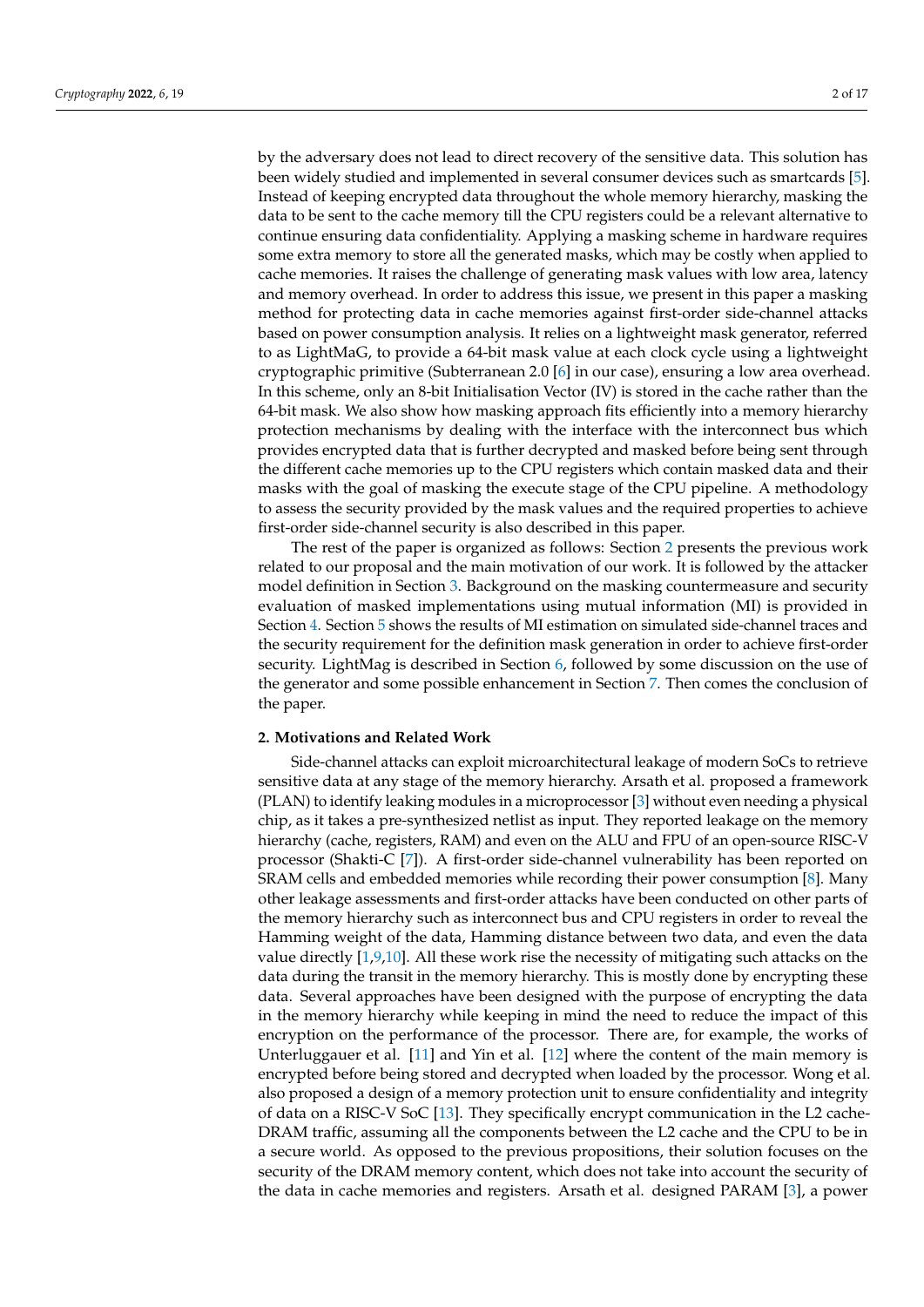by the adversary does not lead to direct recovery of the sensitive data. This solution has been widely studied and implemented in several consumer devices such as smartcards [5]. Instead of keeping encrypted data throughout the whole memory hierarchy, masking the data to be sent to the cache memory till the CPU registers could be a relevant alternative to continue ensuring data confidentiality. Applying a masking scheme in hardware requires some extra memory to store all the generated masks, which may be costly when applied to cache memories. It raises the challenge of generating mask values with low area, latency and memory overhead. In order to address this issue, we present in this paper a masking method for protecting data in cache memories against first-order side-channel attacks based on power consumption analysis. It relies on a lightweight mask generator, referred to as LightMaG, to provide a 64-bit mask value at each clock cycle using a lightweight cryptographic primitive (Subterranean 2.0 [6] in our case), ensuring a low area overhead. In this scheme, only an 8-bit Initialisation Vector (IV) is stored in the cache rather than the 64-bit mask. We also show how masking approach fits efficiently into a memory hierarchy protection mechanisms by dealing with the interface with the interconnect bus which provides encrypted data that is further decrypted and masked before being sent through the different cache memories up to the CPU registers which contain masked data and their masks with the goal of masking the execute stage of the CPU pipeline. A methodology to assess the security provided by the mask values and the required properties to achieve first-order side-channel security is also described in this paper.

The rest of the paper is organized as follows: Section 2 presents the previous work related to our proposal and the main motivation of our work. It is followed by the attacker model definition in Section 3. Background on the masking countermeasure and security evaluation of masked implementations using mutual information (MI) is provided in Section 4. Section 5 shows the results of MI estimation on simulated side-channel traces and the security requirement for the definition mask generation in order to achieve first-order security. LightMag is described in Section 6, followed by some discussion on the use of the generator and some possible enhancement in Section 7. Then comes the conclusion of the paper.

## 2. Motivations and Related Work

Side-channel attacks can exploit microarchitectural leakage of modern SoCs to retrieve sensitive data at any stage of the memory hierarchy. Arsath et al. proposed a framework (PLAN) to identify leaking modules in a microprocessor [3] without even needing a physical chip, as it takes a pre-synthesized netlist as input. They reported leakage on the memory hierarchy (cache, registers, RAM) and even on the ALU and FPU of an open-source RISC-V processor (Shakti-C [7]). A first-order side-channel vulnerability has been reported on SRAM cells and embedded memories while recording their power consumption [8]. Many other leakage assessments and first-order attacks have been conducted on other parts of the memory hierarchy such as interconnect bus and CPU registers in order to reveal the Hamming weight of the data, Hamming distance between two data, and even the data value directly [1,9,10]. All these work rise the necessity of mitigating such attacks on the data during the transit in the memory hierarchy. This is mostly done by encrypting these data. Several approaches have been designed with the purpose of encrypting the data in the memory hierarchy while keeping in mind the need to reduce the impact of this encryption on the performance of the processor. There are, for example, the works of Unterluggauer et al. [11] and Yin et al. [12] where the content of the main memory is encrypted before being stored and decrypted when loaded by the processor. Wong et al. also proposed a design of a memory protection unit to ensure confidentiality and integrity of data on a RISC-V SoC [13]. They specifically encrypt communication in the L2 cache-DRAM traffic, assuming all the components between the L2 cache and the CPU to be in a secure world. As opposed to the previous propositions, their solution focuses on the security of the DRAM memory content, which does not take into account the security of the data in cache memories and registers. Arsath et al. designed PARAM [3], a power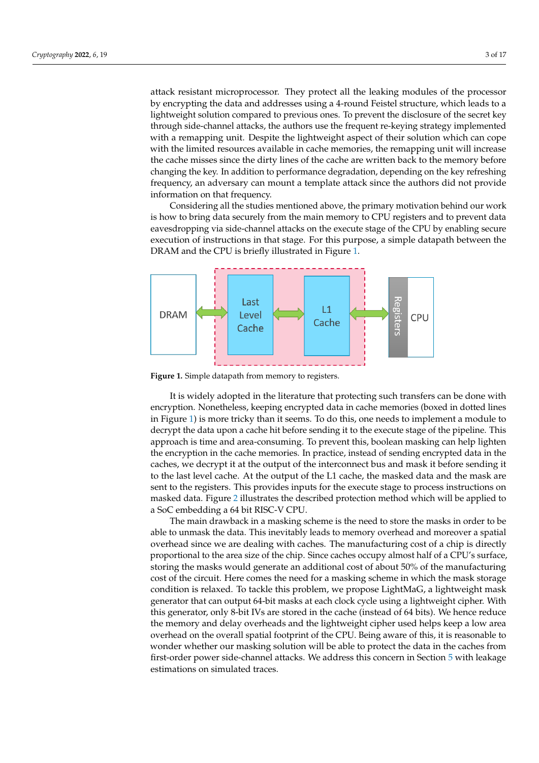attack resistant microprocessor. They protect all the leaking modules of the processor by encrypting the data and addresses using a 4-round Feistel structure, which leads to a lightweight solution compared to previous ones. To prevent the disclosure of the secret key through side-channel attacks, the authors use the frequent re-keying strategy implemented with a remapping unit. Despite the lightweight aspect of their solution which can cope with the limited resources available in cache memories, the remapping unit will increase the cache misses since the dirty lines of the cache are written back to the memory before changing the key. In addition to performance degradation, depending on the key refreshing frequency, an adversary can mount a template attack since the authors did not provide information on that frequency.

Considering all the studies mentioned above, the primary motivation behind our work is how to bring data securely from the main memory to CPU registers and to prevent data eavesdropping via side-channel attacks on the execute stage of the CPU by enabling secure execution of instructions in that stage. For this purpose, a simple datapath between the DRAM and the CPU is briefly illustrated in Figure 1.

**Figure 1.** Simple datapath from memory to registers.

It is widely adopted in the literature that protecting such transfers can be done with encryption. Nonetheless, keeping encrypted data in cache memories (boxed in dotted lines in Figure 1) is more tricky than it seems. To do this, one needs to implement a module to decrypt the data upon a cache hit before sending it to the execute stage of the pipeline. This approach is time and area-consuming. To prevent this, boolean masking can help lighten the encryption in the cache memories. In practice, instead of sending encrypted data in the caches, we decrypt it at the output of the interconnect bus and mask it before sending it to the last level cache. At the output of the L1 cache, the masked data and the mask are sent to the registers. This provides inputs for the execute stage to process instructions on masked data. Figure 2 illustrates the described protection method which will be applied to a SoC embedding a 64 bit RISC-V CPU.

The main drawback in a masking scheme is the need to store the masks in order to be able to unmask the data. This inevitably leads to memory overhead and moreover a spatial overhead since we are dealing with caches. The manufacturing cost of a chip is directly proportional to the area size of the chip. Since caches occupy almost half of a CPU's surface, storing the masks would generate an additional cost of about 50% of the manufacturing cost of the circuit. Here comes the need for a masking scheme in which the mask storage condition is relaxed. To tackle this problem, we propose LightMaG, a lightweight mask generator that can output 64-bit masks at each clock cycle using a lightweight cipher. With this generator, only 8-bit IVs are stored in the cache (instead of 64 bits). We hence reduce the memory and delay overheads and the lightweight cipher used helps keep a low area overhead on the overall spatial footprint of the CPU. Being aware of this, it is reasonable to wonder whether our masking solution will be able to protect the data in the caches from first-order power side-channel attacks. We address this concern in Section 5 with leakage estimations on simulated traces.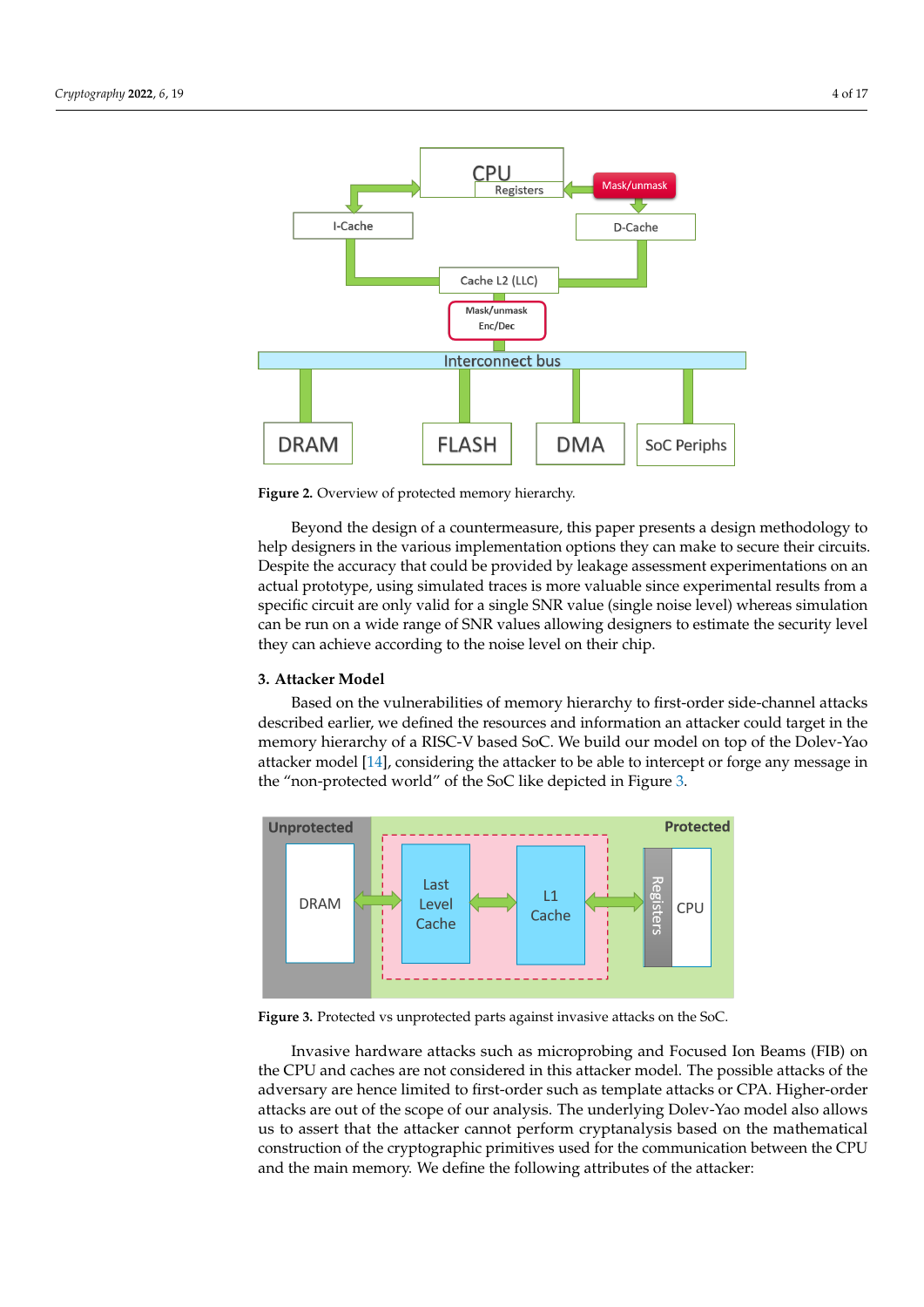Figure 2. Overview of protected memory hierarchy.

Beyond the design of a countermeasure, this paper presents a design methodology to help designers in the various implementation options they can make to secure their circuits. Despite the accuracy that could be provided by leakage assessment experimentations on an actual prototype, using simulated traces is more valuable since experimental results from a specific circuit are only valid for a single SNR value (single noise level) whereas simulation can be run on a wide range of SNR values allowing designers to estimate the security level they can achieve according to the noise level on their chip.

## 3. Attacker Model

Based on the vulnerabilities of memory hierarchy to first-order side-channel attacks described earlier, we defined the resources and information an attacker could target in the memory hierarchy of a RISC-V based SoC. We build our model on top of the Dolev-Yao attacker model [14], considering the attacker to be able to intercept or forge any message in the "non-protected world" of the SoC like depicted in Figure 3.

Figure 3. Protected vs unprotected parts against invasive attacks on the SoC.

Invasive hardware attacks such as microprobing and Focused Ion Beams (FIB) on the CPU and caches are not considered in this attacker model. The possible attacks of the adversary are hence limited to first-order such as template attacks or CPA. Higher-order attacks are out of the scope of our analysis. The underlying Dolev-Yao model also allows us to assert that the attacker cannot perform cryptanalysis based on the mathematical construction of the cryptographic primitives used for the communication between the CPU and the main memory. We define the following attributes of the attacker: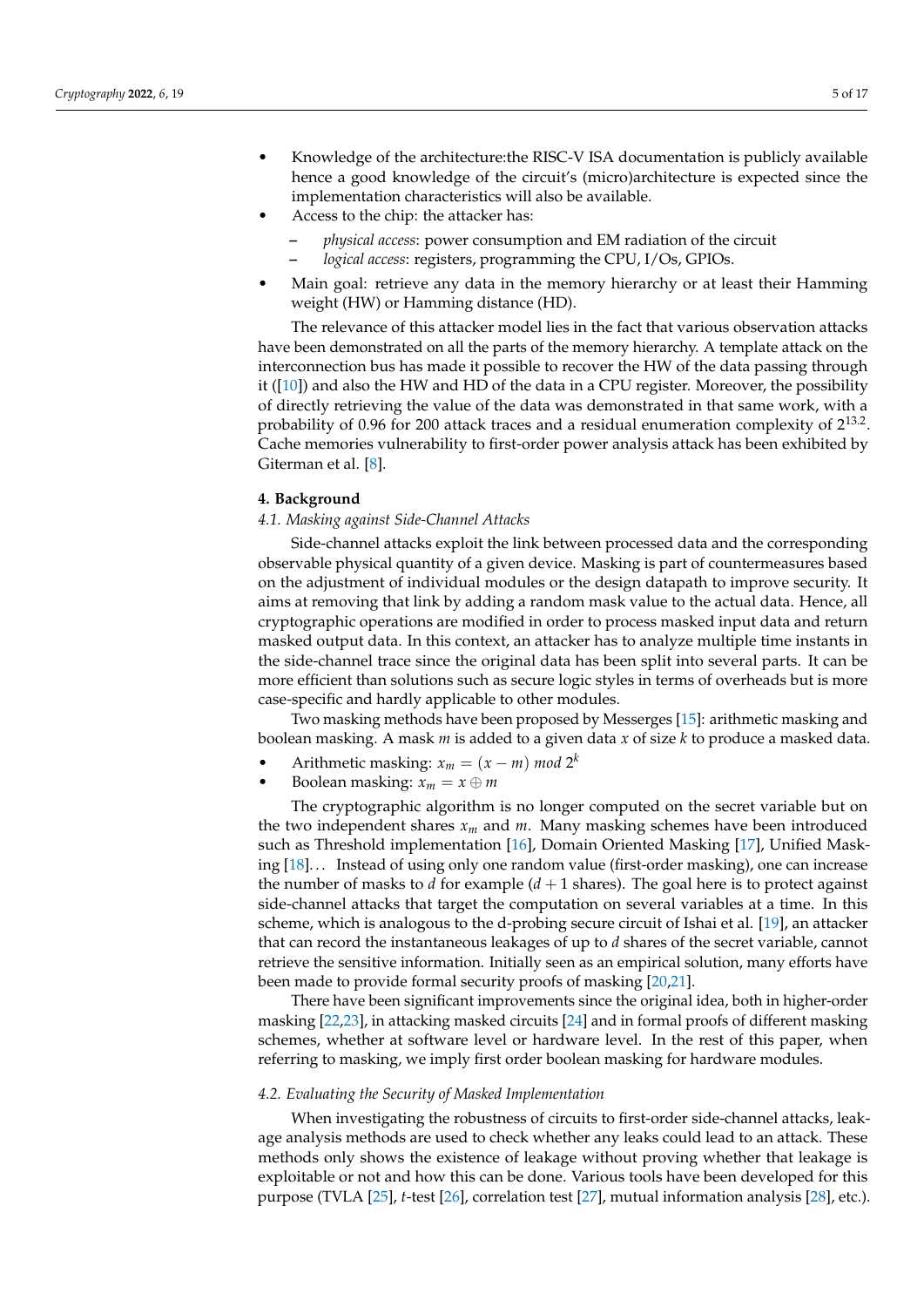- Knowledge of the architecture:the RISC-V ISA documentation is publicly available hence a good knowledge of the circuit's (micro)architecture is expected since the implementation characteristics will also be available.
- Access to the chip: the attacker has:
  - *physical access*: power consumption and EM radiation of the circuit
  - *logical access*: registers, programming the CPU, I/Os, GPIOs.
- Main goal: retrieve any data in the memory hierarchy or at least their Hamming weight (HW) or Hamming distance (HD).

The relevance of this attacker model lies in the fact that various observation attacks have been demonstrated on all the parts of the memory hierarchy. A template attack on the interconnection bus has made it possible to recover the HW of the data passing through it ([10]) and also the HW and HD of the data in a CPU register. Moreover, the possibility of directly retrieving the value of the data was demonstrated in that same work, with a probability of 0.96 for 200 attack traces and a residual enumeration complexity of $2^{13.2}$. Cache memories vulnerability to first-order power analysis attack has been exhibited by Giterman et al. [8].

## 4. Background

### 4.1. Masking against Side-Channel Attacks

Side-channel attacks exploit the link between processed data and the corresponding observable physical quantity of a given device. Masking is part of countermeasures based on the adjustment of individual modules or the design datapath to improve security. It aims at removing that link by adding a random mask value to the actual data. Hence, all cryptographic operations are modified in order to process masked input data and return masked output data. In this context, an attacker has to analyze multiple time instants in the side-channel trace since the original data has been split into several parts. It can be more efficient than solutions such as secure logic styles in terms of overheads but is more case-specific and hardly applicable to other modules.

Two masking methods have been proposed by Messerges [15]: arithmetic masking and boolean masking. A mask $m$ is added to a given data $x$ of size $k$ to produce a masked data.

- Arithmetic masking: $x_m = (x - m) \ mod \ 2^k$
- Boolean masking: $x_m = x \oplus m$

The cryptographic algorithm is no longer computed on the secret variable but on the two independent shares $x_m$ and $m$. Many masking schemes have been introduced such as Threshold implementation [16], Domain Oriented Masking [17], Unified Masking [18]… Instead of using only one random value (first-order masking), one can increase the number of masks to $d$ for example ($d + 1$ shares). The goal here is to protect against side-channel attacks that target the computation on several variables at a time. In this scheme, which is analogous to the d-probing secure circuit of Ishai et al. [19], an attacker that can record the instantaneous leakages of up to $d$ shares of the secret variable, cannot retrieve the sensitive information. Initially seen as an empirical solution, many efforts have been made to provide formal security proofs of masking [20,21].

There have been significant improvements since the original idea, both in higher-order masking [22,23], in attacking masked circuits [24] and in formal proofs of different masking schemes, whether at software level or hardware level. In the rest of this paper, when referring to masking, we imply first order boolean masking for hardware modules.

### 4.2. Evaluating the Security of Masked Implementation

When investigating the robustness of circuits to first-order side-channel attacks, leakage analysis methods are used to check whether any leaks could lead to an attack. These methods only shows the existence of leakage without proving whether that leakage is exploitable or not and how this can be done. Various tools have been developed for this purpose (TVLA [25], $t$-test [26], correlation test [27], mutual information analysis [28], etc.).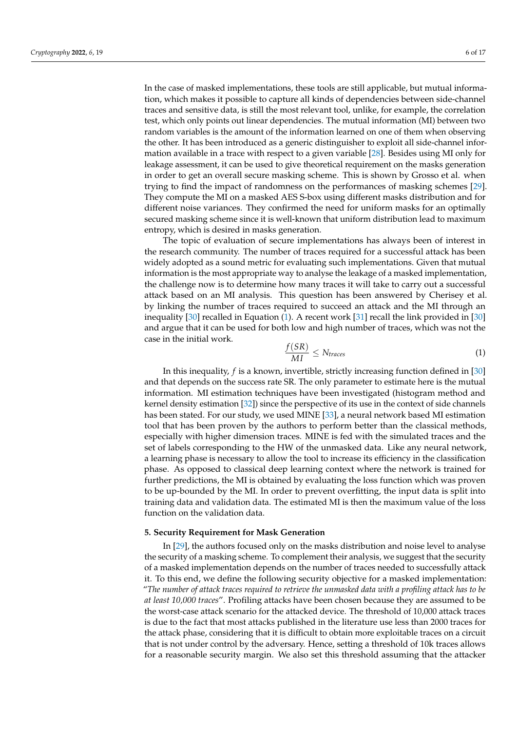In the case of masked implementations, these tools are still applicable, but mutual information, which makes it possible to capture all kinds of dependencies between side-channel traces and sensitive data, is still the most relevant tool, unlike, for example, the correlation test, which only points out linear dependencies. The mutual information (MI) between two random variables is the amount of the information learned on one of them when observing the other. It has been introduced as a generic distinguisher to exploit all side-channel information available in a trace with respect to a given variable [28]. Besides using MI only for leakage assessment, it can be used to give theoretical requirement on the masks generation in order to get an overall secure masking scheme. This is shown by Grosso et al. when trying to find the impact of randomness on the performances of masking schemes [29]. They compute the MI on a masked AES S-box using different masks distribution and for different noise variances. They confirmed the need for uniform masks for an optimally secured masking scheme since it is well-known that uniform distribution lead to maximum entropy, which is desired in masks generation.

The topic of evaluation of secure implementations has always been of interest in the research community. The number of traces required for a successful attack has been widely adopted as a sound metric for evaluating such implementations. Given that mutual information is the most appropriate way to analyse the leakage of a masked implementation, the challenge now is to determine how many traces it will take to carry out a successful attack based on an MI analysis. This question has been answered by Cherisey et al. by linking the number of traces required to succeed an attack and the MI through an inequality [30] recalled in Equation (1). A recent work [31] recall the link provided in [30] and argue that it can be used for both low and high number of traces, which was not the case in the initial work.

$$\frac{f(SR)}{MI} \leq N_{traces} \tag{1}$$

In this inequality, $f$ is a known, invertible, strictly increasing function defined in [30] and that depends on the success rate SR. The only parameter to estimate here is the mutual information. MI estimation techniques have been investigated (histogram method and kernel density estimation [32]) since the perspective of its use in the context of side channels has been stated. For our study, we used MINE [33], a neural network based MI estimation tool that has been proven by the authors to perform better than the classical methods, especially with higher dimension traces. MINE is fed with the simulated traces and the set of labels corresponding to the HW of the unmasked data. Like any neural network, a learning phase is necessary to allow the tool to increase its efficiency in the classification phase. As opposed to classical deep learning context where the network is trained for further predictions, the MI is obtained by evaluating the loss function which was proven to be up-bounded by the MI. In order to prevent overfitting, the input data is split into training data and validation data. The estimated MI is then the maximum value of the loss function on the validation data.

## 5. Security Requirement for Mask Generation

In [29], the authors focused only on the masks distribution and noise level to analyse the security of a masking scheme. To complement their analysis, we suggest that the security of a masked implementation depends on the number of traces needed to successfully attack it. To this end, we define the following security objective for a masked implementation: "*The number of attack traces required to retrieve the unmasked data with a profiling attack has to be at least 10,000 traces*". Profiling attacks have been chosen because they are assumed to be the worst-case attack scenario for the attacked device. The threshold of 10,000 attack traces is due to the fact that most attacks published in the literature use less than 2000 traces for the attack phase, considering that it is difficult to obtain more exploitable traces on a circuit that is not under control by the adversary. Hence, setting a threshold of 10k traces allows for a reasonable security margin. We also set this threshold assuming that the attacker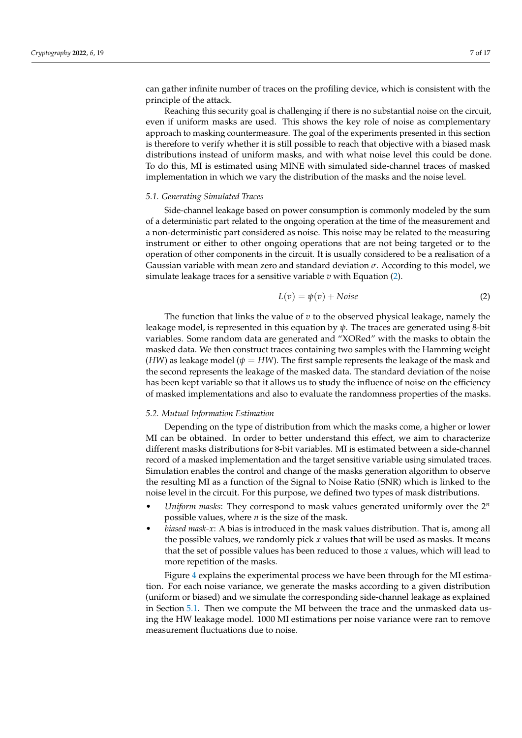can gather infinite number of traces on the profiling device, which is consistent with the principle of the attack.

Reaching this security goal is challenging if there is no substantial noise on the circuit, even if uniform masks are used. This shows the key role of noise as complementary approach to masking countermeasure. The goal of the experiments presented in this section is therefore to verify whether it is still possible to reach that objective with a biased mask distributions instead of uniform masks, and with what noise level this could be done. To do this, MI is estimated using MINE with simulated side-channel traces of masked implementation in which we vary the distribution of the masks and the noise level.

### *5.1. Generating Simulated Traces*

Side-channel leakage based on power consumption is commonly modeled by the sum of a deterministic part related to the ongoing operation at the time of the measurement and a non-deterministic part considered as noise. This noise may be related to the measuring instrument or either to other ongoing operations that are not being targeted or to the operation of other components in the circuit. It is usually considered to be a realisation of a Gaussian variable with mean zero and standard deviation $\sigma$. According to this model, we simulate leakage traces for a sensitive variable $v$ with Equation (2).

$$L(v) = \psi(v) + Noise \tag{2}$$

The function that links the value of $v$ to the observed physical leakage, namely the leakage model, is represented in this equation by $\psi$. The traces are generated using 8-bit variables. Some random data are generated and "XORed" with the masks to obtain the masked data. We then construct traces containing two samples with the Hamming weight ($HW$) as leakage model ($\psi = HW$). The first sample represents the leakage of the mask and the second represents the leakage of the masked data. The standard deviation of the noise has been kept variable so that it allows us to study the influence of noise on the efficiency of masked implementations and also to evaluate the randomness properties of the masks.

### *5.2. Mutual Information Estimation*

Depending on the type of distribution from which the masks come, a higher or lower MI can be obtained. In order to better understand this effect, we aim to characterize different masks distributions for 8-bit variables. MI is estimated between a side-channel record of a masked implementation and the target sensitive variable using simulated traces. Simulation enables the control and change of the masks generation algorithm to observe the resulting MI as a function of the Signal to Noise Ratio (SNR) which is linked to the noise level in the circuit. For this purpose, we defined two types of mask distributions.

- *Uniform masks*: They correspond to mask values generated uniformly over the $2^n$ possible values, where $n$ is the size of the mask.
- *biased mask-x*: A bias is introduced in the mask values distribution. That is, among all the possible values, we randomly pick $x$ values that will be used as masks. It means that the set of possible values has been reduced to those $x$ values, which will lead to more repetition of the masks.

Figure 4 explains the experimental process we have been through for the MI estimation. For each noise variance, we generate the masks according to a given distribution (uniform or biased) and we simulate the corresponding side-channel leakage as explained in Section 5.1. Then we compute the MI between the trace and the unmasked data using the HW leakage model. 1000 MI estimations per noise variance were ran to remove measurement fluctuations due to noise.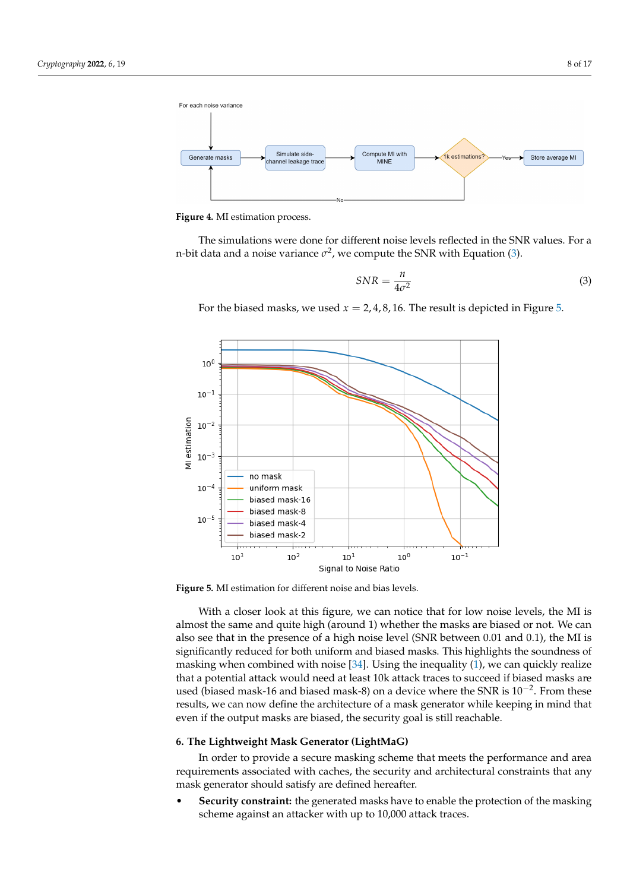Figure 4. MI estimation process.

The simulations were done for different noise levels reflected in the SNR values. For a n-bit data and a noise variance $\sigma^2$, we compute the SNR with Equation (3).

$$SNR = \frac{n}{4\sigma^2} \tag{3}$$

For the biased masks, we used $x = 2, 4, 8, 16$. The result is depicted in Figure 5.

Figure 5. MI estimation for different noise and bias levels.

With a closer look at this figure, we can notice that for low noise levels, the MI is almost the same and quite high (around 1) whether the masks are biased or not. We can also see that in the presence of a high noise level (SNR between 0.01 and 0.1), the MI is significantly reduced for both uniform and biased masks. This highlights the soundness of masking when combined with noise [34]. Using the inequality (1), we can quickly realize that a potential attack would need at least 10k attack traces to succeed if biased masks are used (biased mask-16 and biased mask-8) on a device where the SNR is $10^{-2}$. From these results, we can now define the architecture of a mask generator while keeping in mind that even if the output masks are biased, the security goal is still reachable.

## 6. The Lightweight Mask Generator (LightMaG)

In order to provide a secure masking scheme that meets the performance and area requirements associated with caches, the security and architectural constraints that any mask generator should satisfy are defined hereafter.

- **Security constraint:** the generated masks have to enable the protection of the masking scheme against an attacker with up to 10,000 attack traces.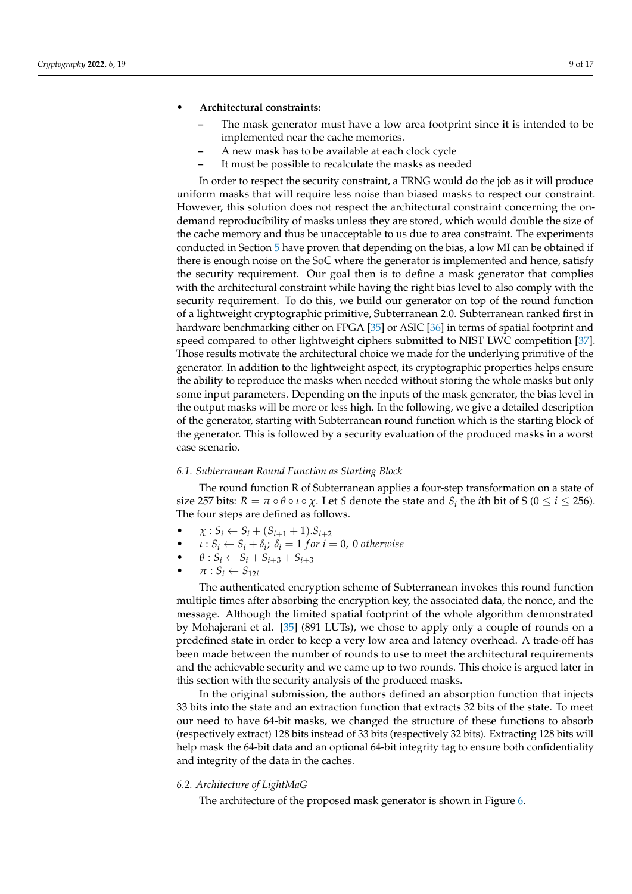- **Architectural constraints:**
  - The mask generator must have a low area footprint since it is intended to be implemented near the cache memories.
  - A new mask has to be available at each clock cycle
  - It must be possible to recalculate the masks as needed

In order to respect the security constraint, a TRNG would do the job as it will produce uniform masks that will require less noise than biased masks to respect our constraint. However, this solution does not respect the architectural constraint concerning the on-demand reproducibility of masks unless they are stored, which would double the size of the cache memory and thus be unacceptable to us due to area constraint. The experiments conducted in Section 5 have proven that depending on the bias, a low MI can be obtained if there is enough noise on the SoC where the generator is implemented and hence, satisfy the security requirement. Our goal then is to define a mask generator that complies with the architectural constraint while having the right bias level to also comply with the security requirement. To do this, we build our generator on top of the round function of a lightweight cryptographic primitive, Subterranean 2.0. Subterranean ranked first in hardware benchmarking either on FPGA [35] or ASIC [36] in terms of spatial footprint and speed compared to other lightweight ciphers submitted to NIST LWC competition [37]. Those results motivate the architectural choice we made for the underlying primitive of the generator. In addition to the lightweight aspect, its cryptographic properties helps ensure the ability to reproduce the masks when needed without storing the whole masks but only some input parameters. Depending on the inputs of the mask generator, the bias level in the output masks will be more or less high. In the following, we give a detailed description of the generator, starting with Subterranean round function which is the starting block of the generator. This is followed by a security evaluation of the produced masks in a worst case scenario.

### *6.1. Subterranean Round Function as Starting Block*

The round function R of Subterranean applies a four-step transformation on a state of size 257 bits: $R = \pi \circ \theta \circ \iota \circ \chi$. Let $S$ denote the state and $S_i$ the $i$th bit of S ($0 \leq i \leq 256$). The four steps are defined as follows.

- $\chi : S_i \leftarrow S_i + (S_{i+1} + 1).S_{i+2}$
- $\iota : S_i \leftarrow S_i + \delta_i;\ \delta_i = 1\ for\ i = 0,\ 0\ otherwise$
- $\theta : S_i \leftarrow S_i + S_{i+3} + S_{i+3}$
- $\pi : S_i \leftarrow S_{12i}$

The authenticated encryption scheme of Subterranean invokes this round function multiple times after absorbing the encryption key, the associated data, the nonce, and the message. Although the limited spatial footprint of the whole algorithm demonstrated by Mohajerani et al. [35] (891 LUTs), we chose to apply only a couple of rounds on a predefined state in order to keep a very low area and latency overhead. A trade-off has been made between the number of rounds to use to meet the architectural requirements and the achievable security and we came up to two rounds. This choice is argued later in this section with the security analysis of the produced masks.

In the original submission, the authors defined an absorption function that injects 33 bits into the state and an extraction function that extracts 32 bits of the state. To meet our need to have 64-bit masks, we changed the structure of these functions to absorb (respectively extract) 128 bits instead of 33 bits (respectively 32 bits). Extracting 128 bits will help mask the 64-bit data and an optional 64-bit integrity tag to ensure both confidentiality and integrity of the data in the caches.

### *6.2. Architecture of LightMaG*

The architecture of the proposed mask generator is shown in Figure 6.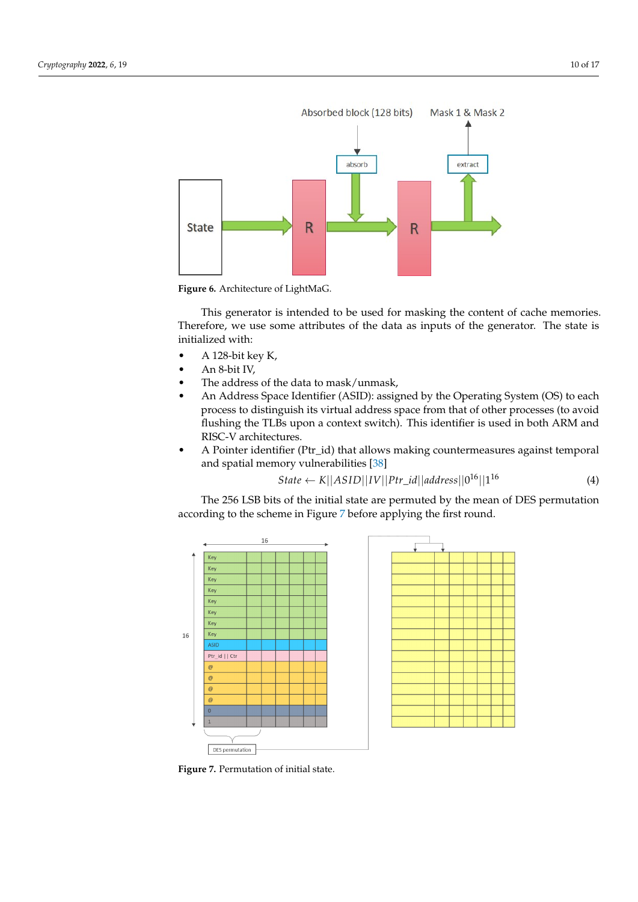Figure 6. Architecture of LightMaG.

This generator is intended to be used for masking the content of cache memories. Therefore, we use some attributes of the data as inputs of the generator. The state is initialized with:

- A 128-bit key K,
- An 8-bit IV,
- The address of the data to mask/unmask,
- An Address Space Identifier (ASID): assigned by the Operating System (OS) to each process to distinguish its virtual address space from that of other processes (to avoid flushing the TLBs upon a context switch). This identifier is used in both ARM and RISC-V architectures.
- A Pointer identifier (Ptr_id) that allows making countermeasures against temporal and spatial memory vulnerabilities [38]

$$State \leftarrow K||ASID||IV||Ptr\_id||address||0^{16}||1^{16} \tag{4}$$

The 256 LSB bits of the initial state are permuted by the mean of DES permutation according to the scheme in Figure 7 before applying the first round.

Figure 7. Permutation of initial state.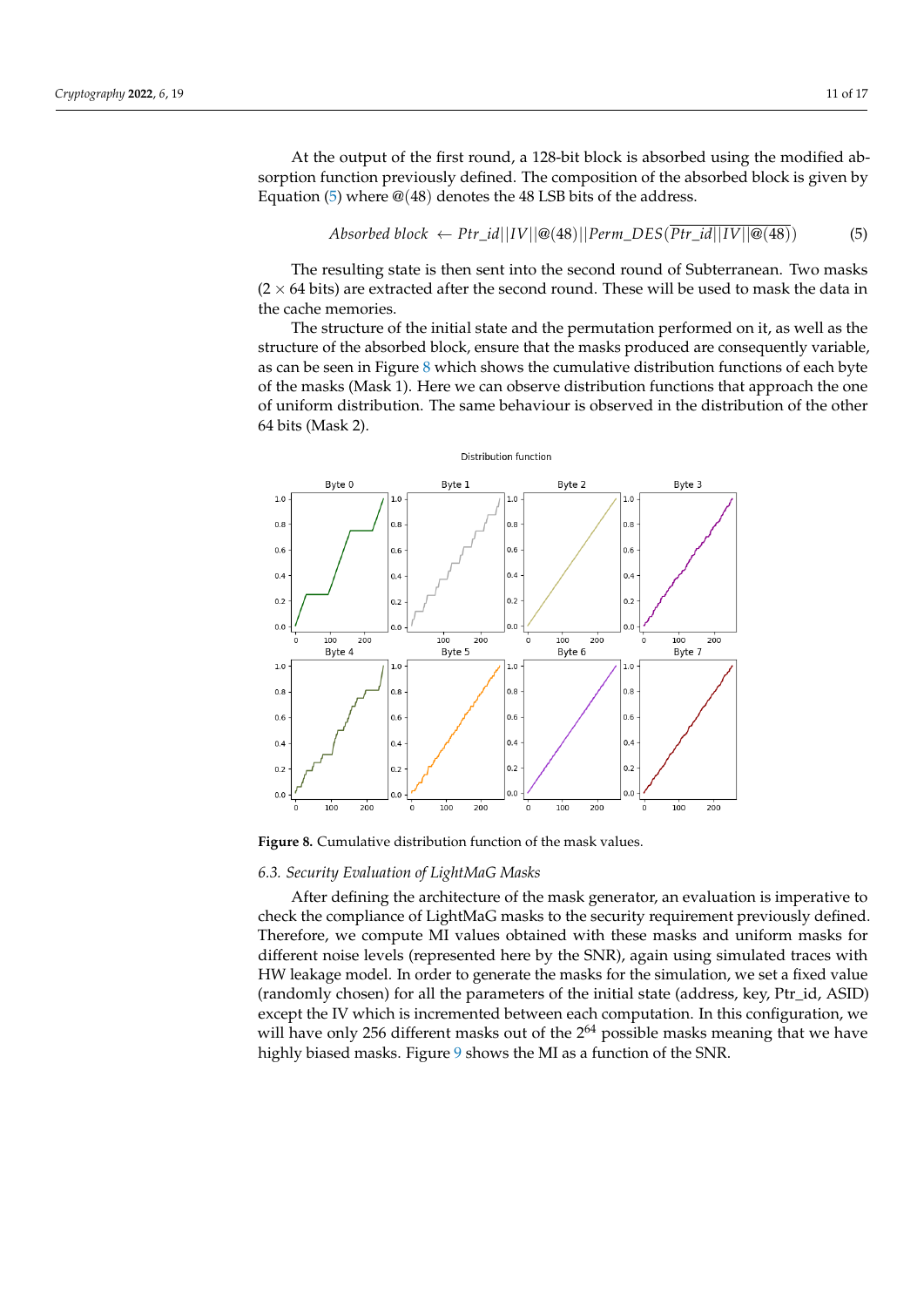At the output of the first round, a 128-bit block is absorbed using the modified absorption function previously defined. The composition of the absorbed block is given by Equation (5) where @(48) denotes the 48 LSB bits of the address.

$$\text{Absorbed block} \leftarrow Ptr\_id||IV||@(48)||Perm\_DES(\overline{Ptr\_id||IV||@(48)}) \tag{5}$$

The resulting state is then sent into the second round of Subterranean. Two masks ($2 \times 64$ bits) are extracted after the second round. These will be used to mask the data in the cache memories.

The structure of the initial state and the permutation performed on it, as well as the structure of the absorbed block, ensure that the masks produced are consequently variable, as can be seen in Figure 8 which shows the cumulative distribution functions of each byte of the masks (Mask 1). Here we can observe distribution functions that approach the one of uniform distribution. The same behaviour is observed in the distribution of the other 64 bits (Mask 2).

**Figure 8.** Cumulative distribution function of the mask values.

### 6.3. Security Evaluation of LightMaG Masks

After defining the architecture of the mask generator, an evaluation is imperative to check the compliance of LightMaG masks to the security requirement previously defined. Therefore, we compute MI values obtained with these masks and uniform masks for different noise levels (represented here by the SNR), again using simulated traces with HW leakage model. In order to generate the masks for the simulation, we set a fixed value (randomly chosen) for all the parameters of the initial state (address, key, Ptr_id, ASID) except the IV which is incremented between each computation. In this configuration, we will have only 256 different masks out of the $2^{64}$ possible masks meaning that we have highly biased masks. Figure 9 shows the MI as a function of the SNR.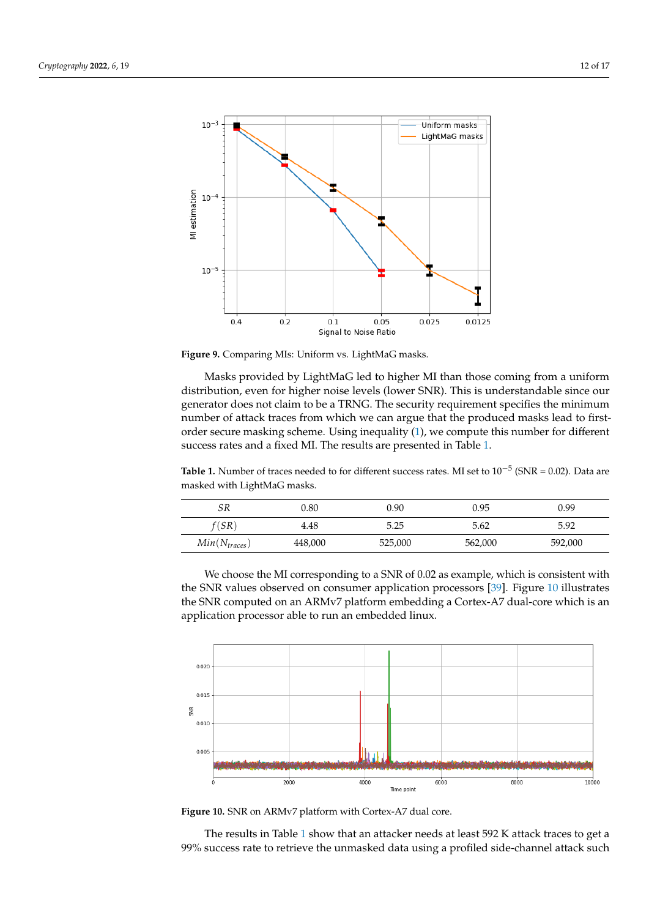**Figure 9.** Comparing MIs: Uniform vs. LightMaG masks.

Masks provided by LightMaG led to higher MI than those coming from a uniform distribution, even for higher noise levels (lower SNR). This is understandable since our generator does not claim to be a TRNG. The security requirement specifies the minimum number of attack traces from which we can argue that the produced masks lead to first-order secure masking scheme. Using inequality (1), we compute this number for different success rates and a fixed MI. The results are presented in Table 1.

**Table 1.** Number of traces needed to for different success rates. MI set to $10^{-5}$ (SNR = 0.02). Data are masked with LightMaG masks.

| $SR$ | 0.80 | 0.90 | 0.95 | 0.99 |
| --- | --- | --- | --- | --- |
| $f(SR)$ | 4.48 | 5.25 | 5.62 | 5.92 |
| $Min(N_{traces})$ | 448,000 | 525,000 | 562,000 | 592,000 |

We choose the MI corresponding to a SNR of 0.02 as example, which is consistent with the SNR values observed on consumer application processors [39]. Figure 10 illustrates the SNR computed on an ARMv7 platform embedding a Cortex-A7 dual-core which is an application processor able to run an embedded linux.

**Figure 10.** SNR on ARMv7 platform with Cortex-A7 dual core.

The results in Table 1 show that an attacker needs at least 592 K attack traces to get a 99% success rate to retrieve the unmasked data using a profiled side-channel attack such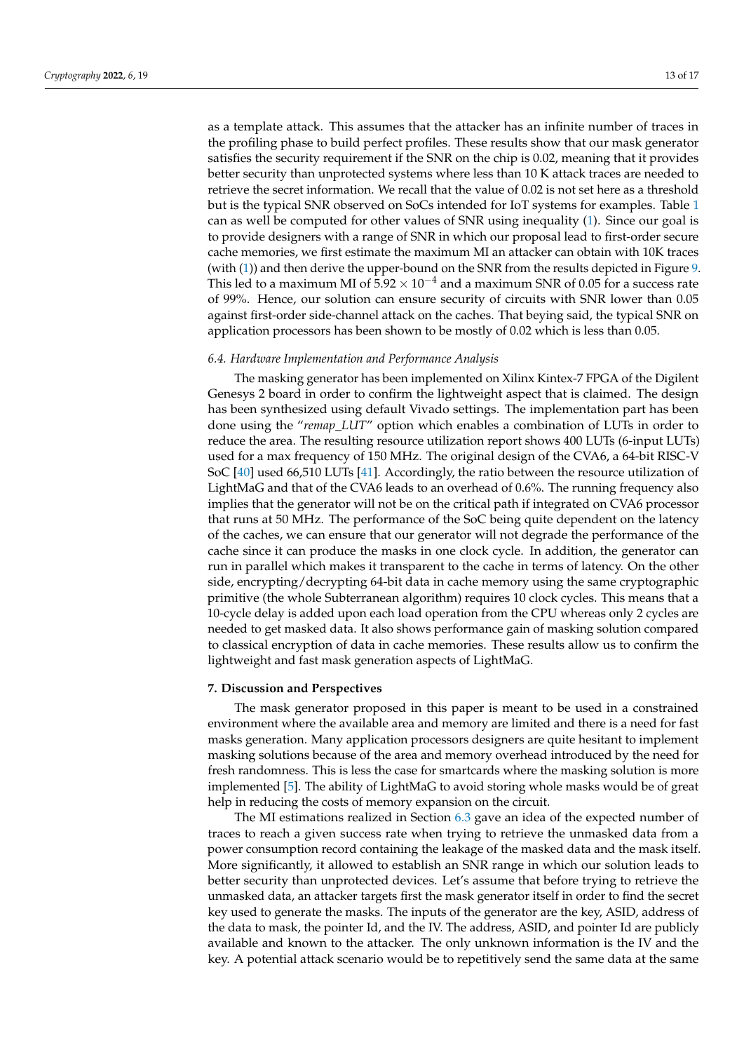as a template attack. This assumes that the attacker has an infinite number of traces in the profiling phase to build perfect profiles. These results show that our mask generator satisfies the security requirement if the SNR on the chip is 0.02, meaning that it provides better security than unprotected systems where less than 10 K attack traces are needed to retrieve the secret information. We recall that the value of 0.02 is not set here as a threshold but is the typical SNR observed on SoCs intended for IoT systems for examples. Table 1 can as well be computed for other values of SNR using inequality (1). Since our goal is to provide designers with a range of SNR in which our proposal lead to first-order secure cache memories, we first estimate the maximum MI an attacker can obtain with 10K traces (with (1)) and then derive the upper-bound on the SNR from the results depicted in Figure 9. This led to a maximum MI of $5.92 \times 10^{-4}$ and a maximum SNR of 0.05 for a success rate of 99%. Hence, our solution can ensure security of circuits with SNR lower than 0.05 against first-order side-channel attack on the caches. That beying said, the typical SNR on application processors has been shown to be mostly of 0.02 which is less than 0.05.

### *6.4. Hardware Implementation and Performance Analysis*

The masking generator has been implemented on Xilinx Kintex-7 FPGA of the Digilent Genesys 2 board in order to confirm the lightweight aspect that is claimed. The design has been synthesized using default Vivado settings. The implementation part has been done using the "*remap_LUT*" option which enables a combination of LUTs in order to reduce the area. The resulting resource utilization report shows 400 LUTs (6-input LUTs) used for a max frequency of 150 MHz. The original design of the CVA6, a 64-bit RISC-V SoC [40] used 66,510 LUTs [41]. Accordingly, the ratio between the resource utilization of LightMaG and that of the CVA6 leads to an overhead of 0.6%. The running frequency also implies that the generator will not be on the critical path if integrated on CVA6 processor that runs at 50 MHz. The performance of the SoC being quite dependent on the latency of the caches, we can ensure that our generator will not degrade the performance of the cache since it can produce the masks in one clock cycle. In addition, the generator can run in parallel which makes it transparent to the cache in terms of latency. On the other side, encrypting/decrypting 64-bit data in cache memory using the same cryptographic primitive (the whole Subterranean algorithm) requires 10 clock cycles. This means that a 10-cycle delay is added upon each load operation from the CPU whereas only 2 cycles are needed to get masked data. It also shows performance gain of masking solution compared to classical encryption of data in cache memories. These results allow us to confirm the lightweight and fast mask generation aspects of LightMaG.

## 7. Discussion and Perspectives

The mask generator proposed in this paper is meant to be used in a constrained environment where the available area and memory are limited and there is a need for fast masks generation. Many application processors designers are quite hesitant to implement masking solutions because of the area and memory overhead introduced by the need for fresh randomness. This is less the case for smartcards where the masking solution is more implemented [5]. The ability of LightMaG to avoid storing whole masks would be of great help in reducing the costs of memory expansion on the circuit.

The MI estimations realized in Section 6.3 gave an idea of the expected number of traces to reach a given success rate when trying to retrieve the unmasked data from a power consumption record containing the leakage of the masked data and the mask itself. More significantly, it allowed to establish an SNR range in which our solution leads to better security than unprotected devices. Let's assume that before trying to retrieve the unmasked data, an attacker targets first the mask generator itself in order to find the secret key used to generate the masks. The inputs of the generator are the key, ASID, address of the data to mask, the pointer Id, and the IV. The address, ASID, and pointer Id are publicly available and known to the attacker. The only unknown information is the IV and the key. A potential attack scenario would be to repetitively send the same data at the same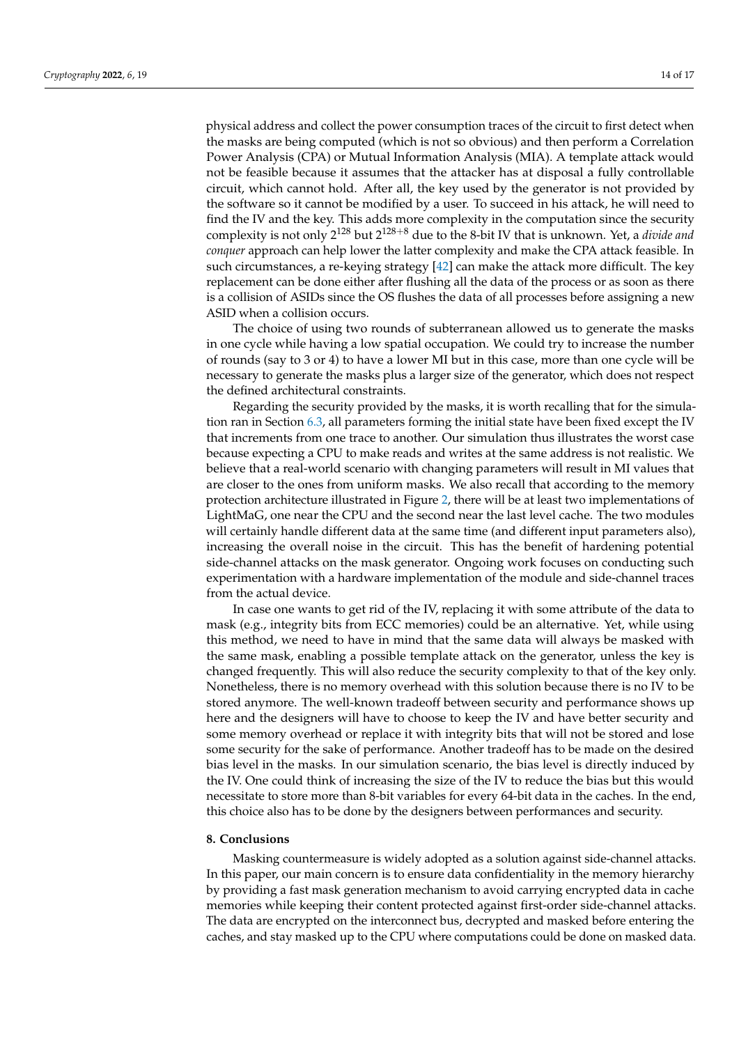physical address and collect the power consumption traces of the circuit to first detect when the masks are being computed (which is not so obvious) and then perform a Correlation Power Analysis (CPA) or Mutual Information Analysis (MIA). A template attack would not be feasible because it assumes that the attacker has at disposal a fully controllable circuit, which cannot hold. After all, the key used by the generator is not provided by the software so it cannot be modified by a user. To succeed in his attack, he will need to find the IV and the key. This adds more complexity in the computation since the security complexity is not only $2^{128}$ but $2^{128+8}$ due to the 8-bit IV that is unknown. Yet, a *divide and conquer* approach can help lower the latter complexity and make the CPA attack feasible. In such circumstances, a re-keying strategy [42] can make the attack more difficult. The key replacement can be done either after flushing all the data of the process or as soon as there is a collision of ASIDs since the OS flushes the data of all processes before assigning a new ASID when a collision occurs.

The choice of using two rounds of subterranean allowed us to generate the masks in one cycle while having a low spatial occupation. We could try to increase the number of rounds (say to 3 or 4) to have a lower MI but in this case, more than one cycle will be necessary to generate the masks plus a larger size of the generator, which does not respect the defined architectural constraints.

Regarding the security provided by the masks, it is worth recalling that for the simulation ran in Section 6.3, all parameters forming the initial state have been fixed except the IV that increments from one trace to another. Our simulation thus illustrates the worst case because expecting a CPU to make reads and writes at the same address is not realistic. We believe that a real-world scenario with changing parameters will result in MI values that are closer to the ones from uniform masks. We also recall that according to the memory protection architecture illustrated in Figure 2, there will be at least two implementations of LightMaG, one near the CPU and the second near the last level cache. The two modules will certainly handle different data at the same time (and different input parameters also), increasing the overall noise in the circuit. This has the benefit of hardening potential side-channel attacks on the mask generator. Ongoing work focuses on conducting such experimentation with a hardware implementation of the module and side-channel traces from the actual device.

In case one wants to get rid of the IV, replacing it with some attribute of the data to mask (e.g., integrity bits from ECC memories) could be an alternative. Yet, while using this method, we need to have in mind that the same data will always be masked with the same mask, enabling a possible template attack on the generator, unless the key is changed frequently. This will also reduce the security complexity to that of the key only. Nonetheless, there is no memory overhead with this solution because there is no IV to be stored anymore. The well-known tradeoff between security and performance shows up here and the designers will have to choose to keep the IV and have better security and some memory overhead or replace it with integrity bits that will not be stored and lose some security for the sake of performance. Another tradeoff has to be made on the desired bias level in the masks. In our simulation scenario, the bias level is directly induced by the IV. One could think of increasing the size of the IV to reduce the bias but this would necessitate to store more than 8-bit variables for every 64-bit data in the caches. In the end, this choice also has to be done by the designers between performances and security.

## 8. Conclusions

Masking countermeasure is widely adopted as a solution against side-channel attacks. In this paper, our main concern is to ensure data confidentiality in the memory hierarchy by providing a fast mask generation mechanism to avoid carrying encrypted data in cache memories while keeping their content protected against first-order side-channel attacks. The data are encrypted on the interconnect bus, decrypted and masked before entering the caches, and stay masked up to the CPU where computations could be done on masked data.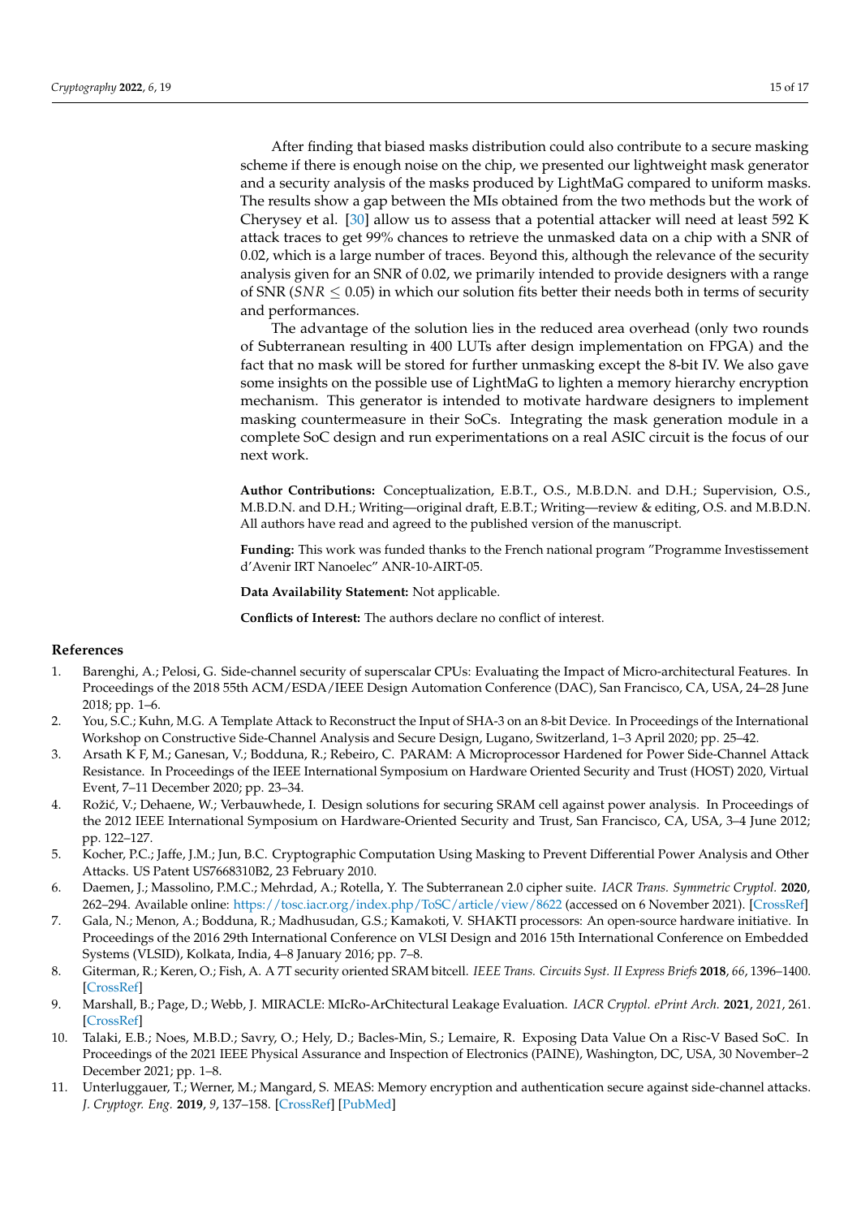After finding that biased masks distribution could also contribute to a secure masking scheme if there is enough noise on the chip, we presented our lightweight mask generator and a security analysis of the masks produced by LightMaG compared to uniform masks. The results show a gap between the MIs obtained from the two methods but the work of Cherysey et al. [30] allow us to assess that a potential attacker will need at least 592 K attack traces to get 99% chances to retrieve the unmasked data on a chip with a SNR of 0.02, which is a large number of traces. Beyond this, although the relevance of the security analysis given for an SNR of 0.02, we primarily intended to provide designers with a range of SNR ($SNR \leq 0.05$) in which our solution fits better their needs both in terms of security and performances.

The advantage of the solution lies in the reduced area overhead (only two rounds of Subterranean resulting in 400 LUTs after design implementation on FPGA) and the fact that no mask will be stored for further unmasking except the 8-bit IV. We also gave some insights on the possible use of LightMaG to lighten a memory hierarchy encryption mechanism. This generator is intended to motivate hardware designers to implement masking countermeasure in their SoCs. Integrating the mask generation module in a complete SoC design and run experimentations on a real ASIC circuit is the focus of our next work.

**Author Contributions:** Conceptualization, E.B.T., O.S., M.B.D.N. and D.H.; Supervision, O.S., M.B.D.N. and D.H.; Writing—original draft, E.B.T.; Writing—review & editing, O.S. and M.B.D.N. All authors have read and agreed to the published version of the manuscript.

**Funding:** This work was funded thanks to the French national program "Programme Investissement d'Avenir IRT Nanoelec" ANR-10-AIRT-05.

**Data Availability Statement:** Not applicable.

**Conflicts of Interest:** The authors declare no conflict of interest.

## References

1. Barenghi, A.; Pelosi, G. Side-channel security of superscalar CPUs: Evaluating the Impact of Micro-architectural Features. In Proceedings of the 2018 55th ACM/ESDA/IEEE Design Automation Conference (DAC), San Francisco, CA, USA, 24–28 June 2018; pp. 1–6.
2. You, S.C.; Kuhn, M.G. A Template Attack to Reconstruct the Input of SHA-3 on an 8-bit Device. In Proceedings of the International Workshop on Constructive Side-Channel Analysis and Secure Design, Lugano, Switzerland, 1–3 April 2020; pp. 25–42.
3. Arsath K F, M.; Ganesan, V.; Bodduna, R.; Rebeiro, C. PARAM: A Microprocessor Hardened for Power Side-Channel Attack Resistance. In Proceedings of the IEEE International Symposium on Hardware Oriented Security and Trust (HOST) 2020, Virtual Event, 7–11 December 2020; pp. 23–34.
4. Rožić, V.; Dehaene, W.; Verbauwhede, I. Design solutions for securing SRAM cell against power analysis. In Proceedings of the 2012 IEEE International Symposium on Hardware-Oriented Security and Trust, San Francisco, CA, USA, 3–4 June 2012; pp. 122–127.
5. Kocher, P.C.; Jaffe, J.M.; Jun, B.C. Cryptographic Computation Using Masking to Prevent Differential Power Analysis and Other Attacks. US Patent US7668310B2, 23 February 2010.
6. Daemen, J.; Massolino, P.M.C.; Mehrdad, A.; Rotella, Y. The Subterranean 2.0 cipher suite. *IACR Trans. Symmetric Cryptol.* **2020**, 262–294. Available online: https://tosc.iacr.org/index.php/ToSC/article/view/8622 (accessed on 6 November 2021). [CrossRef]
7. Gala, N.; Menon, A.; Bodduna, R.; Madhusudan, G.S.; Kamakoti, V. SHAKTI processors: An open-source hardware initiative. In Proceedings of the 2016 29th International Conference on VLSI Design and 2016 15th International Conference on Embedded Systems (VLSID), Kolkata, India, 4–8 January 2016; pp. 7–8.
8. Giterman, R.; Keren, O.; Fish, A. A 7T security oriented SRAM bitcell. *IEEE Trans. Circuits Syst. II Express Briefs* **2018**, *66*, 1396–1400. [CrossRef]
9. Marshall, B.; Page, D.; Webb, J. MIRACLE: MIcRo-ArChitectural Leakage Evaluation. *IACR Cryptol. ePrint Arch.* **2021**, *2021*, 261. [CrossRef]
10. Talaki, E.B.; Noes, M.B.D.; Savry, O.; Hely, D.; Bacles-Min, S.; Lemaire, R. Exposing Data Value On a Risc-V Based SoC. In Proceedings of the 2021 IEEE Physical Assurance and Inspection of Electronics (PAINE), Washington, DC, USA, 30 November–2 December 2021; pp. 1–8.
11. Unterluggauer, T.; Werner, M.; Mangard, S. MEAS: Memory encryption and authentication secure against side-channel attacks. *J. Cryptogr. Eng.* **2019**, *9*, 137–158. [CrossRef] [PubMed]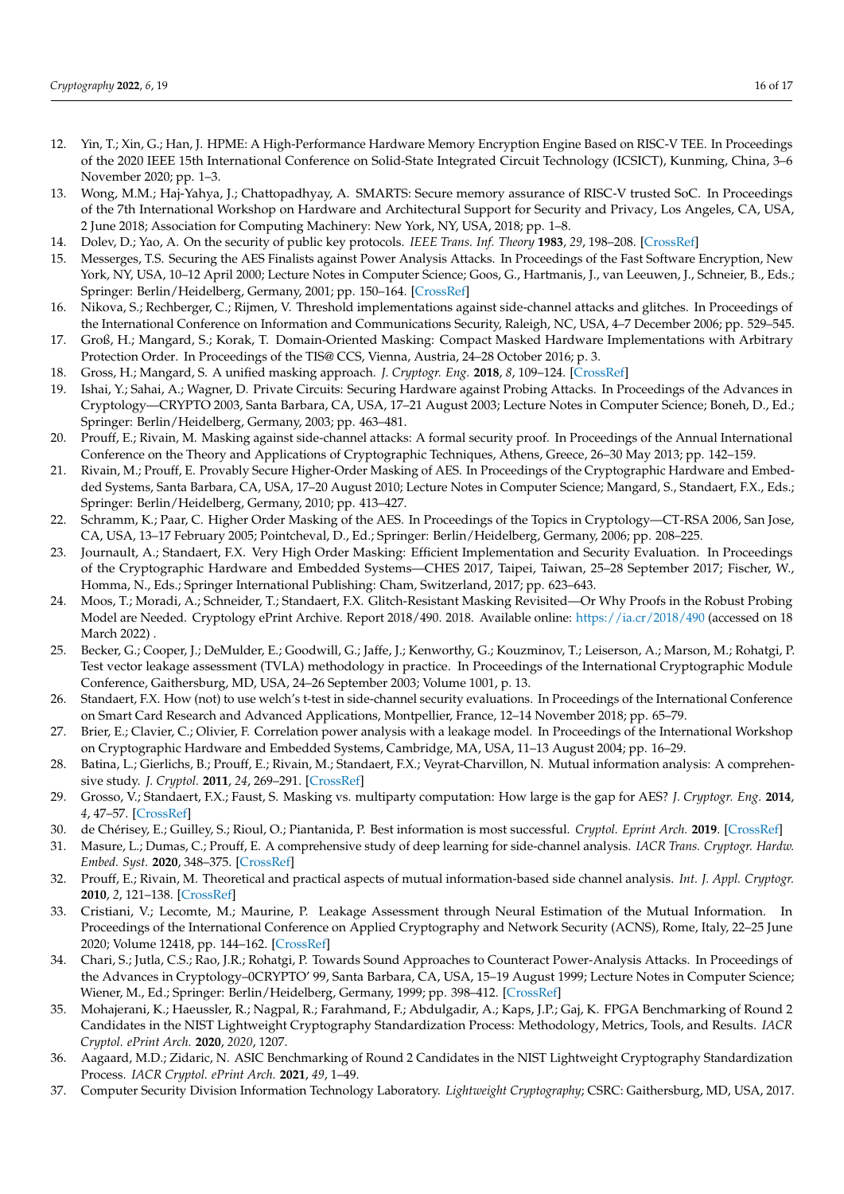12. Yin, T.; Xin, G.; Han, J. HPME: A High-Performance Hardware Memory Encryption Engine Based on RISC-V TEE. In Proceedings of the 2020 IEEE 15th International Conference on Solid-State Integrated Circuit Technology (ICSICT), Kunming, China, 3–6 November 2020; pp. 1–3.
13. Wong, M.M.; Haj-Yahya, J.; Chattopadhyay, A. SMARTS: Secure memory assurance of RISC-V trusted SoC. In Proceedings of the 7th International Workshop on Hardware and Architectural Support for Security and Privacy, Los Angeles, CA, USA, 2 June 2018; Association for Computing Machinery: New York, NY, USA, 2018; pp. 1–8.
14. Dolev, D.; Yao, A. On the security of public key protocols. *IEEE Trans. Inf. Theory* **1983**, *29*, 198–208. [CrossRef]
15. Messerges, T.S. Securing the AES Finalists against Power Analysis Attacks. In Proceedings of the Fast Software Encryption, New York, NY, USA, 10–12 April 2000; Lecture Notes in Computer Science; Goos, G., Hartmanis, J., van Leeuwen, J., Schneier, B., Eds.; Springer: Berlin/Heidelberg, Germany, 2001; pp. 150–164. [CrossRef]
16. Nikova, S.; Rechberger, C.; Rijmen, V. Threshold implementations against side-channel attacks and glitches. In Proceedings of the International Conference on Information and Communications Security, Raleigh, NC, USA, 4–7 December 2006; pp. 529–545.
17. Groß, H.; Mangard, S.; Korak, T. Domain-Oriented Masking: Compact Masked Hardware Implementations with Arbitrary Protection Order. In Proceedings of the TIS@ CCS, Vienna, Austria, 24–28 October 2016; p. 3.
18. Gross, H.; Mangard, S. A unified masking approach. *J. Cryptogr. Eng.* **2018**, *8*, 109–124. [CrossRef]
19. Ishai, Y.; Sahai, A.; Wagner, D. Private Circuits: Securing Hardware against Probing Attacks. In Proceedings of the Advances in Cryptology—CRYPTO 2003, Santa Barbara, CA, USA, 17–21 August 2003; Lecture Notes in Computer Science; Boneh, D., Ed.; Springer: Berlin/Heidelberg, Germany, 2003; pp. 463–481.
20. Prouff, E.; Rivain, M. Masking against side-channel attacks: A formal security proof. In Proceedings of the Annual International Conference on the Theory and Applications of Cryptographic Techniques, Athens, Greece, 26–30 May 2013; pp. 142–159.
21. Rivain, M.; Prouff, E. Provably Secure Higher-Order Masking of AES. In Proceedings of the Cryptographic Hardware and Embedded Systems, Santa Barbara, CA, USA, 17–20 August 2010; Lecture Notes in Computer Science; Mangard, S., Standaert, F.X., Eds.; Springer: Berlin/Heidelberg, Germany, 2010; pp. 413–427.
22. Schramm, K.; Paar, C. Higher Order Masking of the AES. In Proceedings of the Topics in Cryptology—CT-RSA 2006, San Jose, CA, USA, 13–17 February 2005; Pointcheval, D., Ed.; Springer: Berlin/Heidelberg, Germany, 2006; pp. 208–225.
23. Journault, A.; Standaert, F.X. Very High Order Masking: Efficient Implementation and Security Evaluation. In Proceedings of the Cryptographic Hardware and Embedded Systems—CHES 2017, Taipei, Taiwan, 25–28 September 2017; Fischer, W., Homma, N., Eds.; Springer International Publishing: Cham, Switzerland, 2017; pp. 623–643.
24. Moos, T.; Moradi, A.; Schneider, T.; Standaert, F.X. Glitch-Resistant Masking Revisited—Or Why Proofs in the Robust Probing Model are Needed. Cryptology ePrint Archive. Report 2018/490. 2018. Available online: https://ia.cr/2018/490 (accessed on 18 March 2022) .
25. Becker, G.; Cooper, J.; DeMulder, E.; Goodwill, G.; Jaffe, J.; Kenworthy, G.; Kouzminov, T.; Leiserson, A.; Marson, M.; Rohatgi, P. Test vector leakage assessment (TVLA) methodology in practice. In Proceedings of the International Cryptographic Module Conference, Gaithersburg, MD, USA, 24–26 September 2003; Volume 1001, p. 13.
26. Standaert, F.X. How (not) to use welch's t-test in side-channel security evaluations. In Proceedings of the International Conference on Smart Card Research and Advanced Applications, Montpellier, France, 12–14 November 2018; pp. 65–79.
27. Brier, E.; Clavier, C.; Olivier, F. Correlation power analysis with a leakage model. In Proceedings of the International Workshop on Cryptographic Hardware and Embedded Systems, Cambridge, MA, USA, 11–13 August 2004; pp. 16–29.
28. Batina, L.; Gierlichs, B.; Prouff, E.; Rivain, M.; Standaert, F.X.; Veyrat-Charvillon, N. Mutual information analysis: A comprehensive study. *J. Cryptol.* **2011**, *24*, 269–291. [CrossRef]
29. Grosso, V.; Standaert, F.X.; Faust, S. Masking vs. multiparty computation: How large is the gap for AES? *J. Cryptogr. Eng.* **2014**, *4*, 47–57. [CrossRef]
30. de Chérisey, E.; Guilley, S.; Rioul, O.; Piantanida, P. Best information is most successful. *Cryptol. Eprint Arch.* **2019**. [CrossRef]
31. Masure, L.; Dumas, C.; Prouff, E. A comprehensive study of deep learning for side-channel analysis. *IACR Trans. Cryptogr. Hardw. Embed. Syst.* **2020**, 348–375. [CrossRef]
32. Prouff, E.; Rivain, M. Theoretical and practical aspects of mutual information-based side channel analysis. *Int. J. Appl. Cryptogr.* **2010**, *2*, 121–138. [CrossRef]
33. Cristiani, V.; Lecomte, M.; Maurine, P. Leakage Assessment through Neural Estimation of the Mutual Information. In Proceedings of the International Conference on Applied Cryptography and Network Security (ACNS), Rome, Italy, 22–25 June 2020; Volume 12418, pp. 144–162. [CrossRef]
34. Chari, S.; Jutla, C.S.; Rao, J.R.; Rohatgi, P. Towards Sound Approaches to Counteract Power-Analysis Attacks. In Proceedings of the Advances in Cryptology–0CRYPTO' 99, Santa Barbara, CA, USA, 15–19 August 1999; Lecture Notes in Computer Science; Wiener, M., Ed.; Springer: Berlin/Heidelberg, Germany, 1999; pp. 398–412. [CrossRef]
35. Mohajerani, K.; Haeussler, R.; Nagpal, R.; Farahmand, F.; Abdulgadir, A.; Kaps, J.P.; Gaj, K. FPGA Benchmarking of Round 2 Candidates in the NIST Lightweight Cryptography Standardization Process: Methodology, Metrics, Tools, and Results. *IACR Cryptol. ePrint Arch.* **2020**, *2020*, 1207.
36. Aagaard, M.D.; Zidaric, N. ASIC Benchmarking of Round 2 Candidates in the NIST Lightweight Cryptography Standardization Process. *IACR Cryptol. ePrint Arch.* **2021**, *49*, 1–49.
37. Computer Security Division Information Technology Laboratory. *Lightweight Cryptography*; CSRC: Gaithersburg, MD, USA, 2017.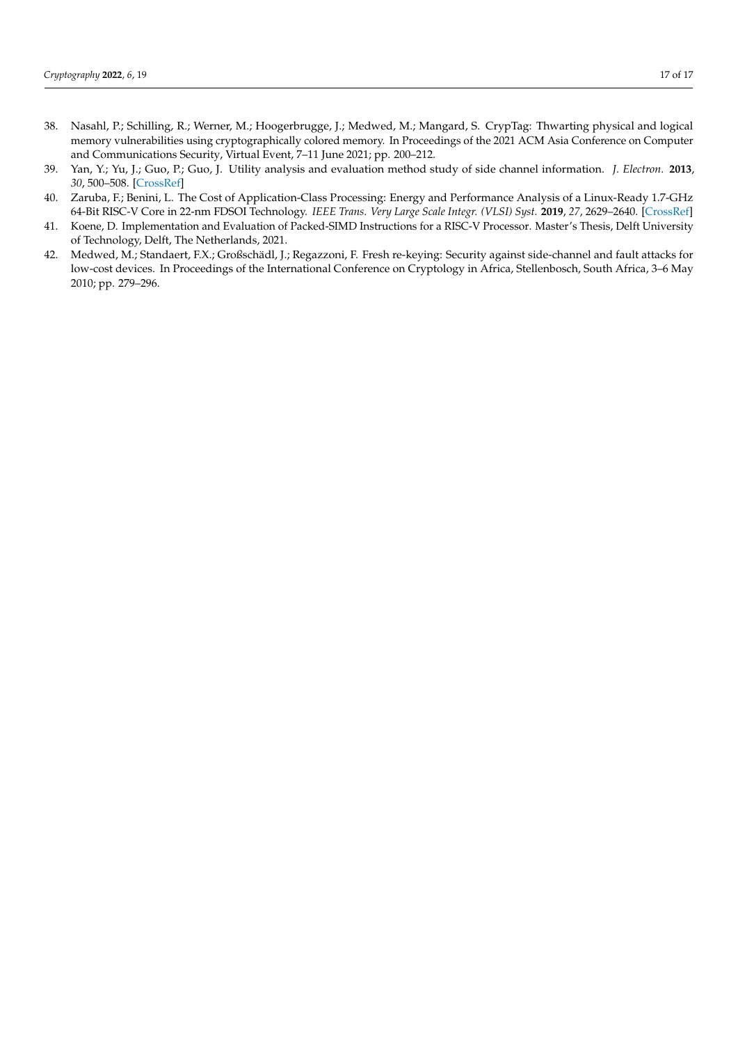38. Nasahl, P.; Schilling, R.; Werner, M.; Hoogerbrugge, J.; Medwed, M.; Mangard, S. CrypTag: Thwarting physical and logical memory vulnerabilities using cryptographically colored memory. In Proceedings of the 2021 ACM Asia Conference on Computer and Communications Security, Virtual Event, 7–11 June 2021; pp. 200–212.
39. Yan, Y.; Yu, J.; Guo, P.; Guo, J. Utility analysis and evaluation method study of side channel information. *J. Electron.* **2013**, *30*, 500–508. [CrossRef]
40. Zaruba, F.; Benini, L. The Cost of Application-Class Processing: Energy and Performance Analysis of a Linux-Ready 1.7-GHz 64-Bit RISC-V Core in 22-nm FDSOI Technology. *IEEE Trans. Very Large Scale Integr. (VLSI) Syst.* **2019**, *27*, 2629–2640. [CrossRef]
41. Koene, D. Implementation and Evaluation of Packed-SIMD Instructions for a RISC-V Processor. Master's Thesis, Delft University of Technology, Delft, The Netherlands, 2021.
42. Medwed, M.; Standaert, F.X.; Großschädl, J.; Regazzoni, F. Fresh re-keying: Security against side-channel and fault attacks for low-cost devices. In Proceedings of the International Conference on Cryptology in Africa, Stellenbosch, South Africa, 3–6 May 2010; pp. 279–296.